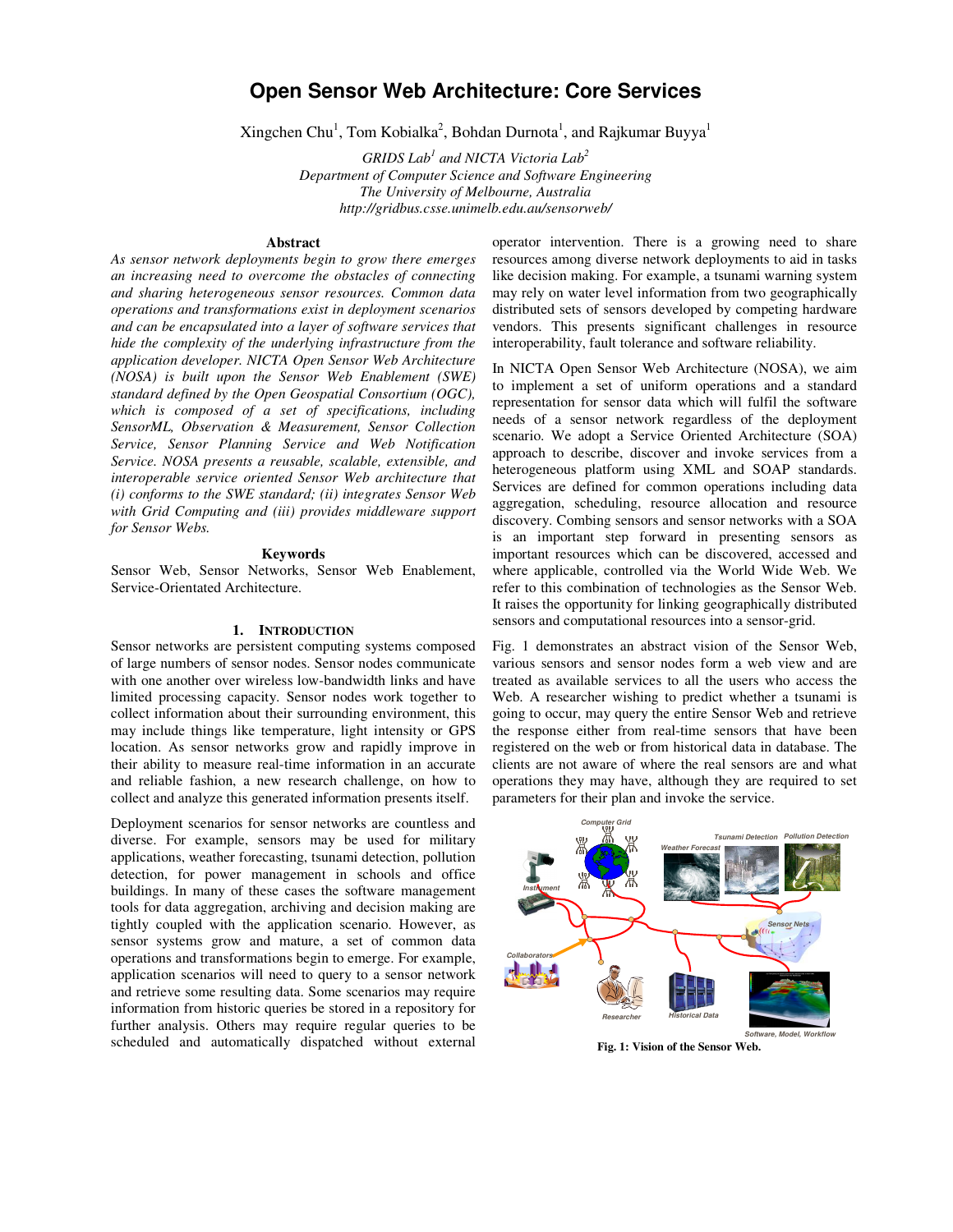# Open Sensor Web Architecture: Core Services

Xingchen Chu[1], Tom Kobialka[2], Bohdan Durnota[1], and Rajkumar Buyya[1]

*GRIDS Lab[1] and NICTA Victoria Lab[2]*
*Department of Computer Science and Software Engineering*
*The University of Melbourne, Australia*
*http://gridbus.csse.unimelb.edu.au/sensorweb/*

## Abstract

*As sensor network deployments begin to grow there emerges an increasing need to overcome the obstacles of connecting and sharing heterogeneous sensor resources. Common data operations and transformations exist in deployment scenarios and can be encapsulated into a layer of software services that hide the complexity of the underlying infrastructure from the application developer. NICTA Open Sensor Web Architecture (NOSA) is built upon the Sensor Web Enablement (SWE) standard defined by the Open Geospatial Consortium (OGC), which is composed of a set of specifications, including SensorML, Observation & Measurement, Sensor Collection Service, Sensor Planning Service and Web Notification Service. NOSA presents a reusable, scalable, extensible, and interoperable service oriented Sensor Web architecture that (i) conforms to the SWE standard; (ii) integrates Sensor Web with Grid Computing and (iii) provides middleware support for Sensor Webs.*

## Keywords

Sensor Web, Sensor Networks, Sensor Web Enablement, Service-Orientated Architecture.

## 1. Introduction

Sensor networks are persistent computing systems composed of large numbers of sensor nodes. Sensor nodes communicate with one another over wireless low-bandwidth links and have limited processing capacity. Sensor nodes work together to collect information about their surrounding environment, this may include things like temperature, light intensity or GPS location. As sensor networks grow and rapidly improve in their ability to measure real-time information in an accurate and reliable fashion, a new research challenge, on how to collect and analyze this generated information presents itself.

Deployment scenarios for sensor networks are countless and diverse. For example, sensors may be used for military applications, weather forecasting, tsunami detection, pollution detection, for power management in schools and office buildings. In many of these cases the software management tools for data aggregation, archiving and decision making are tightly coupled with the application scenario. However, as sensor systems grow and mature, a set of common data operations and transformations begin to emerge. For example, application scenarios will need to query to a sensor network and retrieve some resulting data. Some scenarios may require information from historic queries be stored in a repository for further analysis. Others may require regular queries to be scheduled and automatically dispatched without external operator intervention. There is a growing need to share resources among diverse network deployments to aid in tasks like decision making. For example, a tsunami warning system may rely on water level information from two geographically distributed sets of sensors developed by competing hardware vendors. This presents significant challenges in resource interoperability, fault tolerance and software reliability.

In NICTA Open Sensor Web Architecture (NOSA), we aim to implement a set of uniform operations and a standard representation for sensor data which will fulfil the software needs of a sensor network regardless of the deployment scenario. We adopt a Service Oriented Architecture (SOA) approach to describe, discover and invoke services from a heterogeneous platform using XML and SOAP standards. Services are defined for common operations including data aggregation, scheduling, resource allocation and resource discovery. Combing sensors and sensor networks with a SOA is an important step forward in presenting sensors as important resources which can be discovered, accessed and where applicable, controlled via the World Wide Web. We refer to this combination of technologies as the Sensor Web. It raises the opportunity for linking geographically distributed sensors and computational resources into a sensor-grid.

Fig. 1 demonstrates an abstract vision of the Sensor Web, various sensors and sensor nodes form a web view and are treated as available services to all the users who access the Web. A researcher wishing to predict whether a tsunami is going to occur, may query the entire Sensor Web and retrieve the response either from real-time sensors that have been registered on the web or from historical data in database. The clients are not aware of where the real sensors are and what operations they may have, although they are required to set parameters for their plan and invoke the service.

**Fig. 1: Vision of the Sensor Web.**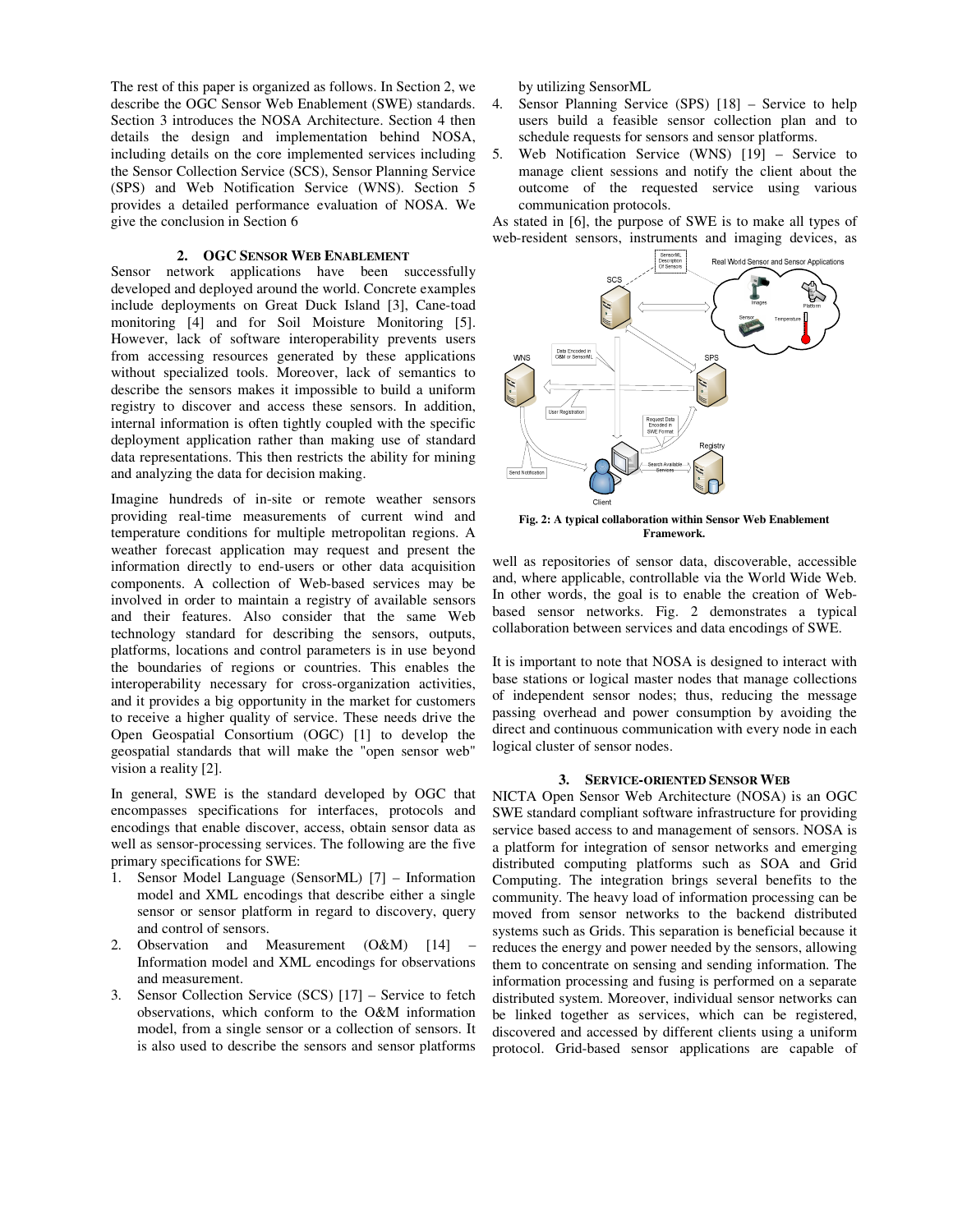The rest of this paper is organized as follows. In Section 2, we describe the OGC Sensor Web Enablement (SWE) standards. Section 3 introduces the NOSA Architecture. Section 4 then details the design and implementation behind NOSA, including details on the core implemented services including the Sensor Collection Service (SCS), Sensor Planning Service (SPS) and Web Notification Service (WNS). Section 5 provides a detailed performance evaluation of NOSA. We give the conclusion in Section 6

## 2. OGC SENSOR WEB ENABLEMENT

Sensor network applications have been successfully developed and deployed around the world. Concrete examples include deployments on Great Duck Island [3], Cane-toad monitoring [4] and for Soil Moisture Monitoring [5]. However, lack of software interoperability prevents users from accessing resources generated by these applications without specialized tools. Moreover, lack of semantics to describe the sensors makes it impossible to build a uniform registry to discover and access these sensors. In addition, internal information is often tightly coupled with the specific deployment application rather than making use of standard data representations. This then restricts the ability for mining and analyzing the data for decision making.

Imagine hundreds of in-site or remote weather sensors providing real-time measurements of current wind and temperature conditions for multiple metropolitan regions. A weather forecast application may request and present the information directly to end-users or other data acquisition components. A collection of Web-based services may be involved in order to maintain a registry of available sensors and their features. Also consider that the same Web technology standard for describing the sensors, outputs, platforms, locations and control parameters is in use beyond the boundaries of regions or countries. This enables the interoperability necessary for cross-organization activities, and it provides a big opportunity in the market for customers to receive a higher quality of service. These needs drive the Open Geospatial Consortium (OGC) [1] to develop the geospatial standards that will make the "open sensor web" vision a reality [2].

In general, SWE is the standard developed by OGC that encompasses specifications for interfaces, protocols and encodings that enable discover, access, obtain sensor data as well as sensor-processing services. The following are the five primary specifications for SWE:

1. Sensor Model Language (SensorML) [7] – Information model and XML encodings that describe either a single sensor or sensor platform in regard to discovery, query and control of sensors.
2. Observation and Measurement (O&M) [14] – Information model and XML encodings for observations and measurement.
3. Sensor Collection Service (SCS) [17] – Service to fetch observations, which conform to the O&M information model, from a single sensor or a collection of sensors. It is also used to describe the sensors and sensor platforms by utilizing SensorML
4. Sensor Planning Service (SPS) [18] – Service to help users build a feasible sensor collection plan and to schedule requests for sensors and sensor platforms.
5. Web Notification Service (WNS) [19] – Service to manage client sessions and notify the client about the outcome of the requested service using various communication protocols.

As stated in [6], the purpose of SWE is to make all types of web-resident sensors, instruments and imaging devices, as well as repositories of sensor data, discoverable, accessible and, where applicable, controllable via the World Wide Web. In other words, the goal is to enable the creation of Web-based sensor networks. Fig. 2 demonstrates a typical collaboration between services and data encodings of SWE.

**Fig. 2: A typical collaboration within Sensor Web Enablement Framework.**

It is important to note that NOSA is designed to interact with base stations or logical master nodes that manage collections of independent sensor nodes; thus, reducing the message passing overhead and power consumption by avoiding the direct and continuous communication with every node in each logical cluster of sensor nodes.

## 3. SERVICE-ORIENTED SENSOR WEB

NICTA Open Sensor Web Architecture (NOSA) is an OGC SWE standard compliant software infrastructure for providing service based access to and management of sensors. NOSA is a platform for integration of sensor networks and emerging distributed computing platforms such as SOA and Grid Computing. The integration brings several benefits to the community. The heavy load of information processing can be moved from sensor networks to the backend distributed systems such as Grids. This separation is beneficial because it reduces the energy and power needed by the sensors, allowing them to concentrate on sensing and sending information. The information processing and fusing is performed on a separate distributed system. Moreover, individual sensor networks can be linked together as services, which can be registered, discovered and accessed by different clients using a uniform protocol. Grid-based sensor applications are capable of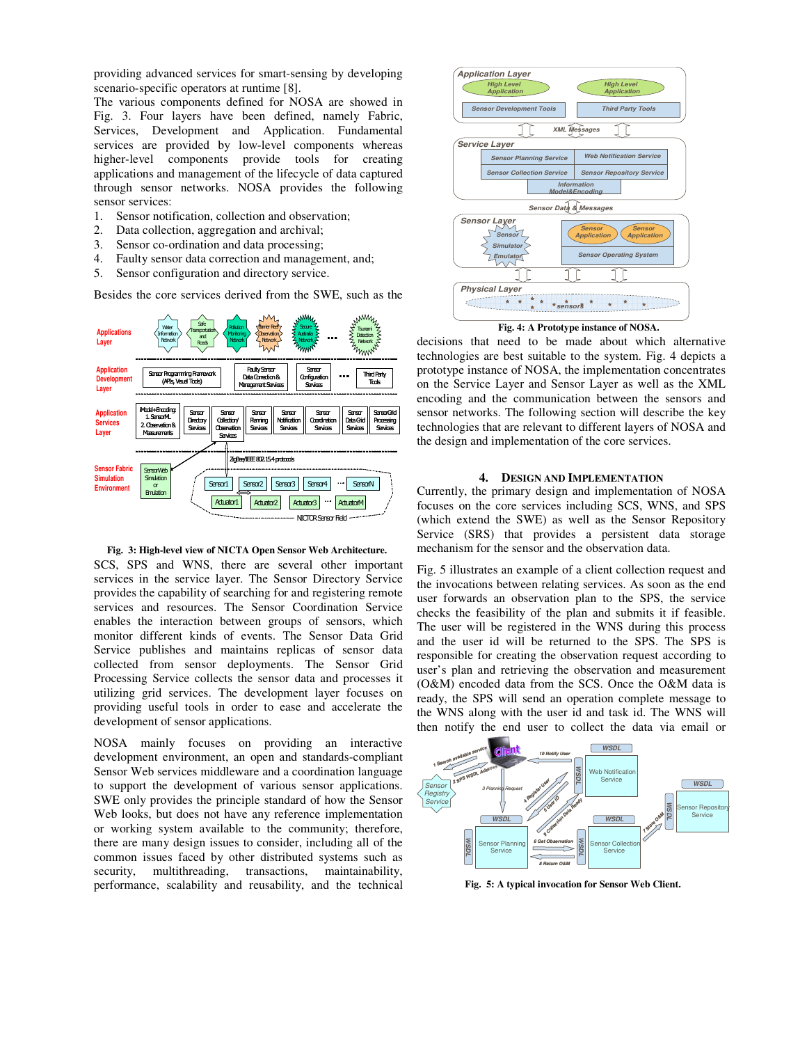providing advanced services for smart-sensing by developing scenario-specific operators at runtime [8].

The various components defined for NOSA are showed in Fig. 3. Four layers have been defined, namely Fabric, Services, Development and Application. Fundamental services are provided by low-level components whereas higher-level components provide tools for creating applications and management of the lifecycle of data captured through sensor networks. NOSA provides the following sensor services:

1. Sensor notification, collection and observation;
2. Data collection, aggregation and archival;
3. Sensor co-ordination and data processing;
4. Faulty sensor data correction and management, and;
5. Sensor configuration and directory service.

Besides the core services derived from the SWE, such as the

Fig. 3: High-level view of NICTA Open Sensor Web Architecture.

SCS, SPS and WNS, there are several other important services in the service layer. The Sensor Directory Service provides the capability of searching for and registering remote services and resources. The Sensor Coordination Service enables the interaction between groups of sensors, which monitor different kinds of events. The Sensor Data Grid Service publishes and maintains replicas of sensor data collected from sensor deployments. The Sensor Grid Processing Service collects the sensor data and processes it utilizing grid services. The development layer focuses on providing useful tools in order to ease and accelerate the development of sensor applications.

NOSA mainly focuses on providing an interactive development environment, an open and standards-compliant Sensor Web services middleware and a coordination language to support the development of various sensor applications. SWE only provides the principle standard of how the Sensor Web looks, but does not have any reference implementation or working system available to the community; therefore, there are many design issues to consider, including all of the common issues faced by other distributed systems such as security, multithreading, transactions, maintainability, performance, scalability and reusability, and the technical

Fig. 4: A Prototype instance of NOSA.

decisions that need to be made about which alternative technologies are best suitable to the system. Fig. 4 depicts a prototype instance of NOSA, the implementation concentrates on the Service Layer and Sensor Layer as well as the XML encoding and the communication between the sensors and sensor networks. The following section will describe the key technologies that are relevant to different layers of NOSA and the design and implementation of the core services.

## 4. Design and Implementation

Currently, the primary design and implementation of NOSA focuses on the core services including SCS, WNS, and SPS (which extend the SWE) as well as the Sensor Repository Service (SRS) that provides a persistent data storage mechanism for the sensor and the observation data.

Fig. 5 illustrates an example of a client collection request and the invocations between relating services. As soon as the end user forwards an observation plan to the SPS, the service checks the feasibility of the plan and submits it if feasible. The user will be registered in the WNS during this process and the user id will be returned to the SPS. The SPS is responsible for creating the observation request according to user's plan and retrieving the observation and measurement (O&M) encoded data from the SCS. Once the O&M data is ready, the SPS will send an operation complete message to the WNS along with the user id and task id. The WNS will then notify the end user to collect the data via email or

Fig. 5: A typical invocation for Sensor Web Client.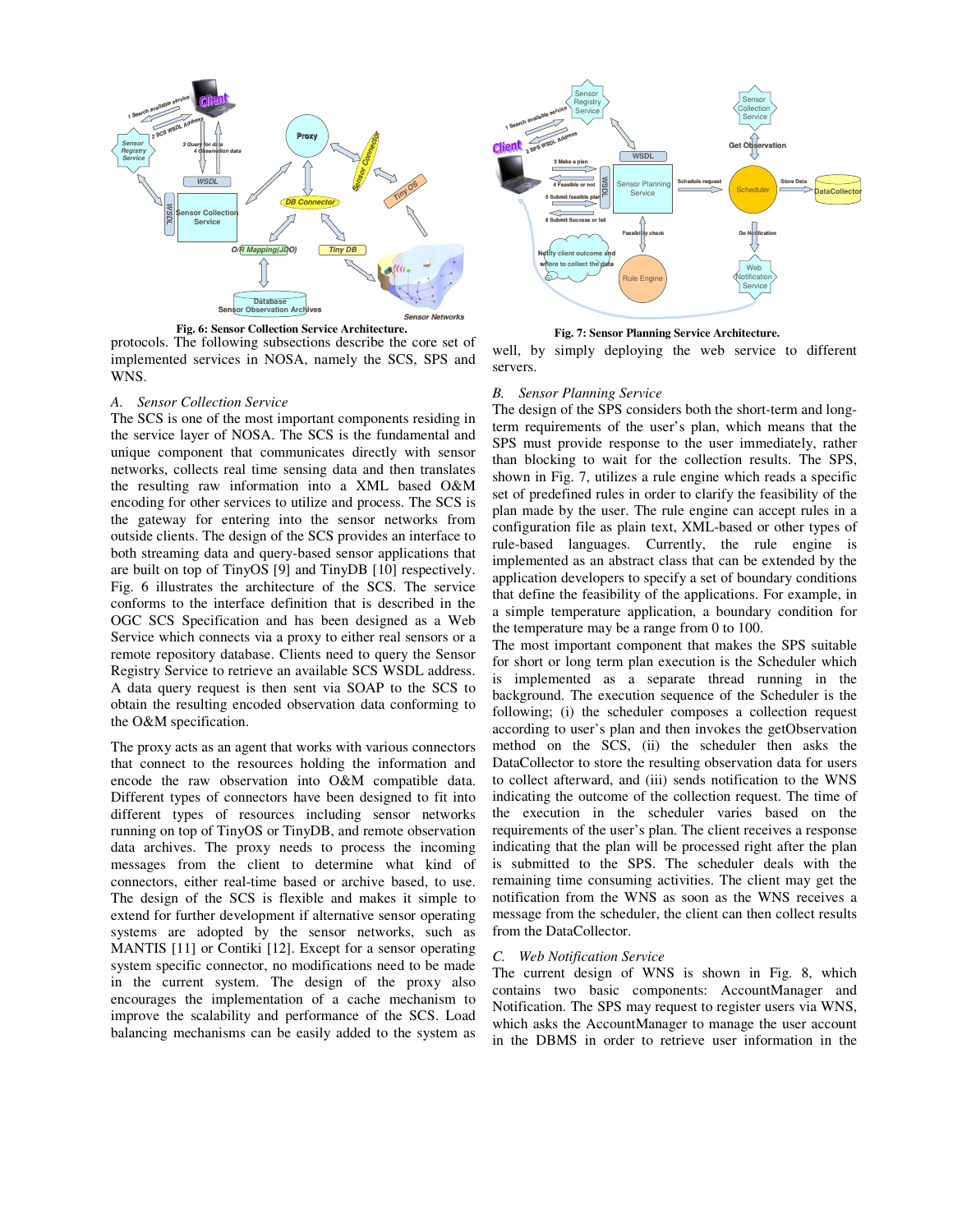Fig. 6: Sensor Collection Service Architecture.

protocols. The following subsections describe the core set of implemented services in NOSA, namely the SCS, SPS and WNS.

### A. Sensor Collection Service

The SCS is one of the most important components residing in the service layer of NOSA. The SCS is the fundamental and unique component that communicates directly with sensor networks, collects real time sensing data and then translates the resulting raw information into a XML based O&M encoding for other services to utilize and process. The SCS is the gateway for entering into the sensor networks from outside clients. The design of the SCS provides an interface to both streaming data and query-based sensor applications that are built on top of TinyOS [9] and TinyDB [10] respectively. Fig. 6 illustrates the architecture of the SCS. The service conforms to the interface definition that is described in the OGC SCS Specification and has been designed as a Web Service which connects via a proxy to either real sensors or a remote repository database. Clients need to query the Sensor Registry Service to retrieve an available SCS WSDL address. A data query request is then sent via SOAP to the SCS to obtain the resulting encoded observation data conforming to the O&M specification.

The proxy acts as an agent that works with various connectors that connect to the resources holding the information and encode the raw observation into O&M compatible data. Different types of connectors have been designed to fit into different types of resources including sensor networks running on top of TinyOS or TinyDB, and remote observation data archives. The proxy needs to process the incoming messages from the client to determine what kind of connectors, either real-time based or archive based, to use. The design of the SCS is flexible and makes it simple to extend for further development if alternative sensor operating systems are adopted by the sensor networks, such as MANTIS [11] or Contiki [12]. Except for a sensor operating system specific connector, no modifications need to be made in the current system. The design of the proxy also encourages the implementation of a cache mechanism to improve the scalability and performance of the SCS. Load balancing mechanisms can be easily added to the system as well, by simply deploying the web service to different servers.

Fig. 7: Sensor Planning Service Architecture.

### B. Sensor Planning Service

The design of the SPS considers both the short-term and long-term requirements of the user's plan, which means that the SPS must provide response to the user immediately, rather than blocking to wait for the collection results. The SPS, shown in Fig. 7, utilizes a rule engine which reads a specific set of predefined rules in order to clarify the feasibility of the plan made by the user. The rule engine can accept rules in a configuration file as plain text, XML-based or other types of rule-based languages. Currently, the rule engine is implemented as an abstract class that can be extended by the application developers to specify a set of boundary conditions that define the feasibility of the applications. For example, in a simple temperature application, a boundary condition for the temperature may be a range from 0 to 100.

The most important component that makes the SPS suitable for short or long term plan execution is the Scheduler which is implemented as a separate thread running in the background. The execution sequence of the Scheduler is the following; (i) the scheduler composes a collection request according to user's plan and then invokes the getObservation method on the SCS, (ii) the scheduler then asks the DataCollector to store the resulting observation data for users to collect afterward, and (iii) sends notification to the WNS indicating the outcome of the collection request. The time of the execution in the scheduler varies based on the requirements of the user's plan. The client receives a response indicating that the plan will be processed right after the plan is submitted to the SPS. The scheduler deals with the remaining time consuming activities. The client may get the notification from the WNS as soon as the WNS receives a message from the scheduler, the client can then collect results from the DataCollector.

### C. Web Notification Service

The current design of WNS is shown in Fig. 8, which contains two basic components: AccountManager and Notification. The SPS may request to register users via WNS, which asks the AccountManager to manage the user account in the DBMS in order to retrieve user information in the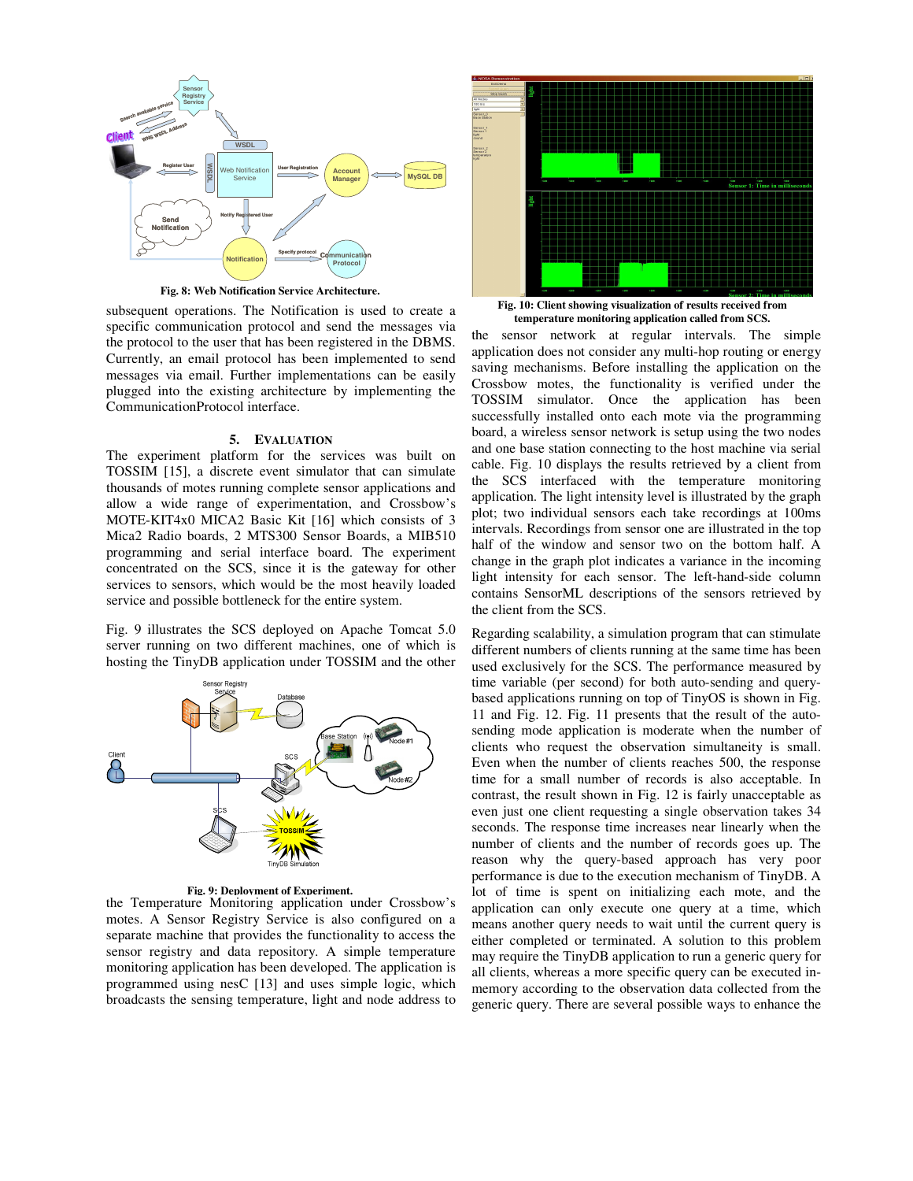Fig. 8: Web Notification Service Architecture.

subsequent operations. The Notification is used to create a specific communication protocol and send the messages via the protocol to the user that has been registered in the DBMS. Currently, an email protocol has been implemented to send messages via email. Further implementations can be easily plugged into the existing architecture by implementing the CommunicationProtocol interface.

## 5. Evaluation

The experiment platform for the services was built on TOSSIM [15], a discrete event simulator that can simulate thousands of motes running complete sensor applications and allow a wide range of experimentation, and Crossbow's MOTE-KIT4x0 MICA2 Basic Kit [16] which consists of 3 Mica2 Radio boards, 2 MTS300 Sensor Boards, a MIB510 programming and serial interface board. The experiment concentrated on the SCS, since it is the gateway for other services to sensors, which would be the most heavily loaded service and possible bottleneck for the entire system.

Fig. 9 illustrates the SCS deployed on Apache Tomcat 5.0 server running on two different machines, one of which is hosting the TinyDB application under TOSSIM and the other the Temperature Monitoring application under Crossbow's motes. A Sensor Registry Service is also configured on a separate machine that provides the functionality to access the sensor registry and data repository. A simple temperature monitoring application has been developed. The application is programmed using nesC [13] and uses simple logic, which broadcasts the sensing temperature, light and node address to

Fig. 9: Deployment of Experiment.

the sensor network at regular intervals. The simple application does not consider any multi-hop routing or energy saving mechanisms. Before installing the application on the Crossbow motes, the functionality is verified under the TOSSIM simulator. Once the application has been successfully installed onto each mote via the programming board, a wireless sensor network is setup using the two nodes and one base station connecting to the host machine via serial cable. Fig. 10 displays the results retrieved by a client from the SCS interfaced with the temperature monitoring application. The light intensity level is illustrated by the graph plot; two individual sensors each take recordings at 100ms intervals. Recordings from sensor one are illustrated in the top half of the window and sensor two on the bottom half. A change in the graph plot indicates a variance in the incoming light intensity for each sensor. The left-hand-side column contains SensorML descriptions of the sensors retrieved by the client from the SCS.

Fig. 10: Client showing visualization of results received from temperature monitoring application called from SCS.

Regarding scalability, a simulation program that can stimulate different numbers of clients running at the same time has been used exclusively for the SCS. The performance measured by time variable (per second) for both auto-sending and query-based applications running on top of TinyOS is shown in Fig. 11 and Fig. 12. Fig. 11 presents that the result of the auto-sending mode application is moderate when the number of clients who request the observation simultaneity is small. Even when the number of clients reaches 500, the response time for a small number of records is also acceptable. In contrast, the result shown in Fig. 12 is fairly unacceptable as even just one client requesting a single observation takes 34 seconds. The response time increases near linearly when the number of clients and the number of records goes up. The reason why the query-based approach has very poor performance is due to the execution mechanism of TinyDB. A lot of time is spent on initializing each mote, and the application can only execute one query at a time, which means another query needs to wait until the current query is either completed or terminated. A solution to this problem may require the TinyDB application to run a generic query for all clients, whereas a more specific query can be executed in-memory according to the observation data collected from the generic query. There are several possible ways to enhance the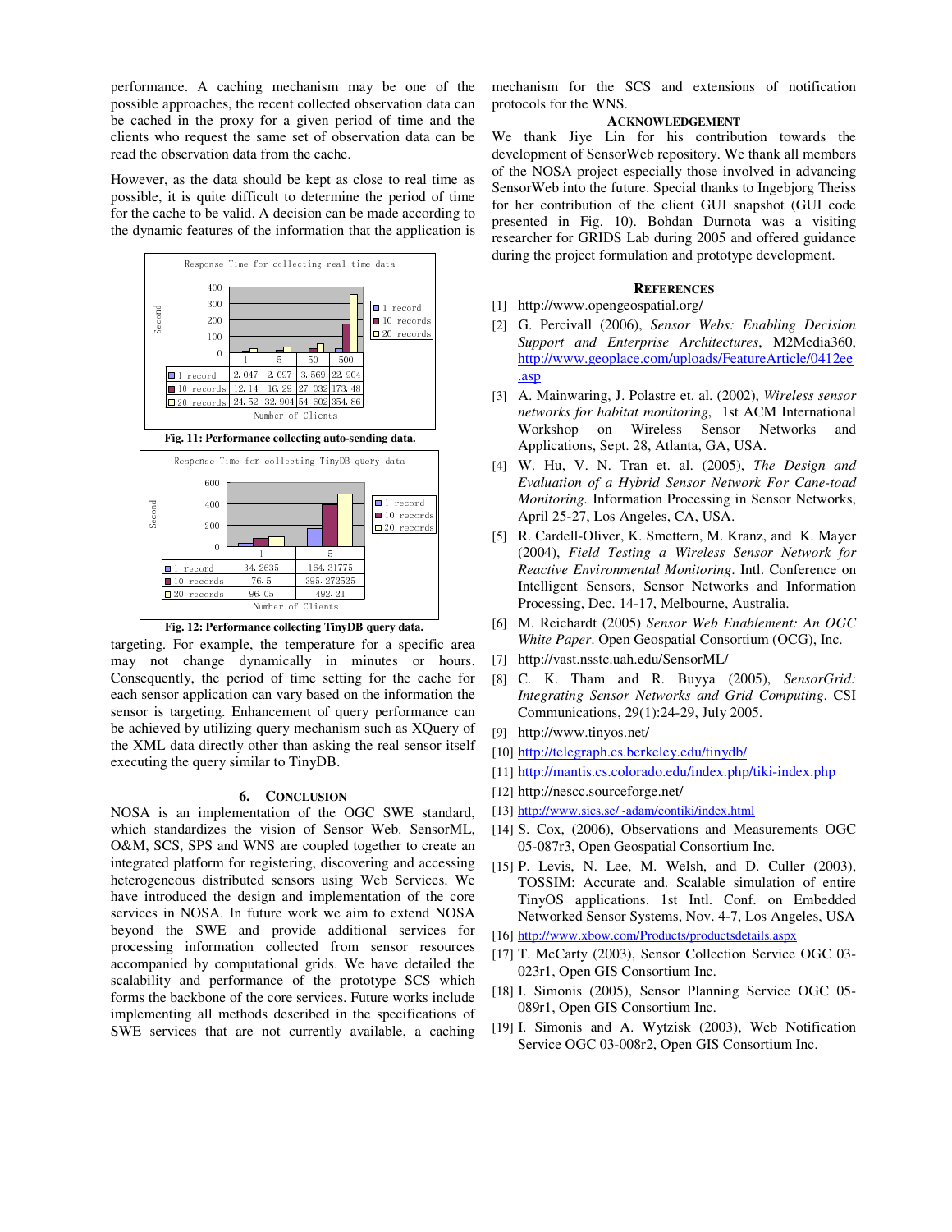performance. A caching mechanism may be one of the possible approaches, the recent collected observation data can be cached in the proxy for a given period of time and the clients who request the same set of observation data can be read the observation data from the cache.

However, as the data should be kept as close to real time as possible, it is quite difficult to determine the period of time for the cache to be valid. A decision can be made according to the dynamic features of the information that the application is

Response Time for collecting real-time data

Second

400
300
200
100
0

1 5 50 500

1 record 2.047 2.097 3.569 22.904
10 records 12.14 16.29 27.032 173.48
20 records 24.52 32.904 54.602 354.86

Number of Clients

1 record
10 records
20 records

**Fig. 11: Performance collecting auto-sending data.**

Response Time for collecting TinyDB query data

Second

600
400
200
0

1 5

1 record 34.2635 164.31775
10 records 76.5 395.272525
20 records 96.05 492.21

Number of Clients

1 record
10 records
20 records

**Fig. 12: Performance collecting TinyDB query data.**

targeting. For example, the temperature for a specific area may not change dynamically in minutes or hours. Consequently, the period of time setting for the cache for each sensor application can vary based on the information the sensor is targeting. Enhancement of query performance can be achieved by utilizing query mechanism such as XQuery of the XML data directly other than asking the real sensor itself executing the query similar to TinyDB.

## 6. Conclusion

NOSA is an implementation of the OGC SWE standard, which standardizes the vision of Sensor Web. SensorML, O&M, SCS, SPS and WNS are coupled together to create an integrated platform for registering, discovering and accessing heterogeneous distributed sensors using Web Services. We have introduced the design and implementation of the core services in NOSA. In future work we aim to extend NOSA beyond the SWE and provide additional services for processing information collected from sensor resources accompanied by computational grids. We have detailed the scalability and performance of the prototype SCS which forms the backbone of the core services. Future works include implementing all methods described in the specifications of SWE services that are not currently available, a caching mechanism for the SCS and extensions of notification protocols for the WNS.

## Acknowledgement

We thank Jiye Lin for his contribution towards the development of SensorWeb repository. We thank all members of the NOSA project especially those involved in advancing SensorWeb into the future. Special thanks to Ingebjorg Theiss for her contribution of the client GUI snapshot (GUI code presented in Fig. 10). Bohdan Durnota was a visiting researcher for GRIDS Lab during 2005 and offered guidance during the project formulation and prototype development.

## References

[1] http://www.opengeospatial.org/

[2] G. Percivall (2006), *Sensor Webs: Enabling Decision Support and Enterprise Architectures*, M2Media360, http://www.geoplace.com/uploads/FeatureArticle/0412ee.asp

[3] A. Mainwaring, J. Polastre et. al. (2002), *Wireless sensor networks for habitat monitoring*, 1st ACM International Workshop on Wireless Sensor Networks and Applications, Sept. 28, Atlanta, GA, USA.

[4] W. Hu, V. N. Tran et. al. (2005), *The Design and Evaluation of a Hybrid Sensor Network For Cane-toad Monitoring.* Information Processing in Sensor Networks, April 25-27, Los Angeles, CA, USA.

[5] R. Cardell-Oliver, K. Smettern, M. Kranz, and K. Mayer (2004), *Field Testing a Wireless Sensor Network for Reactive Environmental Monitoring*. Intl. Conference on Intelligent Sensors, Sensor Networks and Information Processing, Dec. 14-17, Melbourne, Australia.

[6] M. Reichardt (2005) *Sensor Web Enablement: An OGC White Paper*. Open Geospatial Consortium (OCG), Inc.

[7] http://vast.nsstc.uah.edu/SensorML/

[8] C. K. Tham and R. Buyya (2005), *SensorGrid: Integrating Sensor Networks and Grid Computing*. CSI Communications, 29(1):24-29, July 2005.

[9] http://www.tinyos.net/

[10] http://telegraph.cs.berkeley.edu/tinydb/

[11] http://mantis.cs.colorado.edu/index.php/tiki-index.php

[12] http://nescc.sourceforge.net/

[13] http://www.sics.se/~adam/contiki/index.html

[14] S. Cox, (2006), Observations and Measurements OGC 05-087r3, Open Geospatial Consortium Inc.

[15] P. Levis, N. Lee, M. Welsh, and D. Culler (2003), TOSSIM: Accurate and. Scalable simulation of entire TinyOS applications. 1st Intl. Conf. on Embedded Networked Sensor Systems, Nov. 4-7, Los Angeles, USA

[16] http://www.xbow.com/Products/productsdetails.aspx

[17] T. McCarty (2003), Sensor Collection Service OGC 03-023r1, Open GIS Consortium Inc.

[18] I. Simonis (2005), Sensor Planning Service OGC 05-089r1, Open GIS Consortium Inc.

[19] I. Simonis and A. Wytzisk (2003), Web Notification Service OGC 03-008r2, Open GIS Consortium Inc.